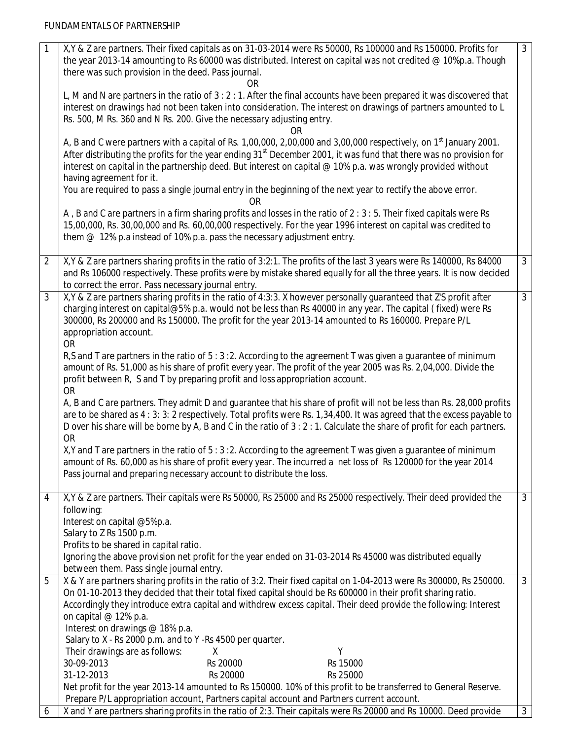# FUNDAMENTALS OF PARTNERSHIP

| | | |
|---|---|---|
| 1 | X,Y & Z are partners. Their fixed capitals as on 31-03-2014 were Rs 50000, Rs 100000 and Rs 150000. Profits for the year 2013-14 amounting to Rs 60000 was distributed. Interest on capital was not credited @ 10%p.a. Though there was such provision in the deed. Pass journal.<br>OR<br>L, M and N are partners in the ratio of 3 : 2 : 1. After the final accounts have been prepared it was discovered that interest on drawings had not been taken into consideration. The interest on drawings of partners amounted to L Rs. 500, M Rs. 360 and N Rs. 200. Give the necessary adjusting entry.<br>OR<br>A, B and C were partners with a capital of Rs. 1,00,000, 2,00,000 and 3,00,000 respectively, on 1st January 2001. After distributing the profits for the year ending 31st December 2001, it was fund that there was no provision for interest on capital in the partnership deed. But interest on capital @ 10% p.a. was wrongly provided without having agreement for it.<br>You are required to pass a single journal entry in the beginning of the next year to rectify the above error.<br>OR<br>A , B and C are partners in a firm sharing profits and losses in the ratio of 2 : 3 : 5. Their fixed capitals were Rs 15,00,000, Rs. 30,00,000 and Rs. 60,00,000 respectively. For the year 1996 interest on capital was credited to them @ 12% p.a instead of 10% p.a. pass the necessary adjustment entry. | 3 |
| 2 | X,Y & Z are partners sharing profits in the ratio of 3:2:1. The profits of the last 3 years were Rs 140000, Rs 84000 and Rs 106000 respectively. These profits were by mistake shared equally for all the three years. It is now decided to correct the error. Pass necessary journal entry. | 3 |
| 3 | X,Y & Z are partners sharing profits in the ratio of 4:3:3. X however personally guaranteed that Z'S profit after charging interest on capital@5% p.a. would not be less than Rs 40000 in any year. The capital ( fixed) were Rs 300000, Rs 200000 and Rs 150000. The profit for the year 2013-14 amounted to Rs 160000. Prepare P/L appropriation account.<br>OR<br>R,S and T are partners in the ratio of 5 : 3 :2. According to the agreement T was given a guarantee of minimum amount of Rs. 51,000 as his share of profit every year. The profit of the year 2005 was Rs. 2,04,000. Divide the profit between R, S and T by preparing profit and loss appropriation account.<br>OR<br>A, B and C are partners. They admit D and guarantee that his share of profit will not be less than Rs. 28,000 profits are to be shared as 4 : 3: 3: 2 respectively. Total profits were Rs. 1,34,400. It was agreed that the excess payable to D over his share will be borne by A, B and C in the ratio of 3 : 2 : 1. Calculate the share of profit for each partners.<br>OR<br>X,Y and T are partners in the ratio of 5 : 3 :2. According to the agreement T was given a guarantee of minimum amount of Rs. 60,000 as his share of profit every year. The incurred a net loss of Rs 120000 for the year 2014 Pass journal and preparing necessary account to distribute the loss. | 3 |
| 4 | X,Y & Z are partners. Their capitals were Rs 50000, Rs 25000 and Rs 25000 respectively. Their deed provided the following:<br>Interest on capital @5%p.a.<br>Salary to Z Rs 1500 p.m.<br>Profits to be shared in capital ratio.<br>Ignoring the above provision net profit for the year ended on 31-03-2014 Rs 45000 was distributed equally between them. Pass single journal entry. | 3 |
| 5 | X & Y are partners sharing profits in the ratio of 3:2. Their fixed capital on 1-04-2013 were Rs 300000, Rs 250000. On 01-10-2013 they decided that their total fixed capital should be Rs 600000 in their profit sharing ratio. Accordingly they introduce extra capital and withdrew excess capital. Their deed provide the following: Interest on capital @ 12% p.a.<br>Interest on drawings @ 18% p.a.<br>Salary to X - Rs 2000 p.m. and to Y -Rs 4500 per quarter.<br>Their drawings are as follows: X Y<br>30-09-2013 Rs 20000 Rs 15000<br>31-12-2013 Rs 20000 Rs 25000<br>Net profit for the year 2013-14 amounted to Rs 150000. 10% of this profit to be transferred to General Reserve.<br>Prepare P/L appropriation account, Partners capital account and Partners current account. | 3 |
| 6 | X and Y are partners sharing profits in the ratio of 2:3. Their capitals were Rs 20000 and Rs 10000. Deed provide | 3 |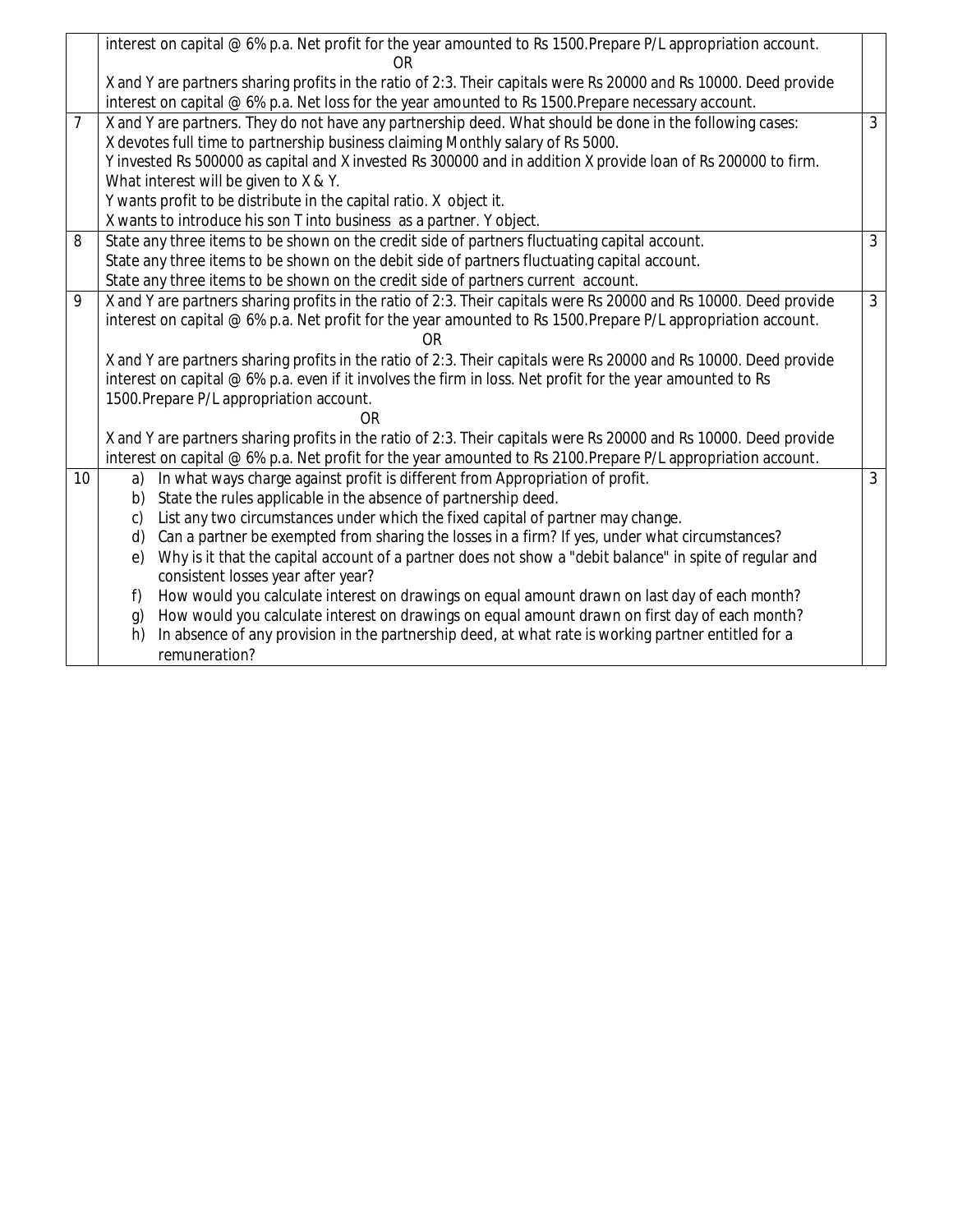| | | |
|---|---|---|
| | interest on capital @ 6% p.a. Net profit for the year amounted to Rs 1500.Prepare P/L appropriation account.<br>OR<br>X and Y are partners sharing profits in the ratio of 2:3. Their capitals were Rs 20000 and Rs 10000. Deed provide interest on capital @ 6% p.a. Net loss for the year amounted to Rs 1500.Prepare necessary account. | |
| 7 | X and Y are partners. They do not have any partnership deed. What should be done in the following cases:<br>X devotes full time to partnership business claiming Monthly salary of Rs 5000.<br>Y invested Rs 500000 as capital and X invested Rs 300000 and in addition X provide loan of Rs 200000 to firm. What interest will be given to X & Y.<br>Y wants profit to be distribute in the capital ratio. X object it.<br>X wants to introduce his son T into business as a partner. Y object. | 3 |
| 8 | State any three items to be shown on the credit side of partners fluctuating capital account.<br>State any three items to be shown on the debit side of partners fluctuating capital account.<br>State any three items to be shown on the credit side of partners current account. | 3 |
| 9 | X and Y are partners sharing profits in the ratio of 2:3. Their capitals were Rs 20000 and Rs 10000. Deed provide interest on capital @ 6% p.a. Net profit for the year amounted to Rs 1500.Prepare P/L appropriation account.<br>OR<br>X and Y are partners sharing profits in the ratio of 2:3. Their capitals were Rs 20000 and Rs 10000. Deed provide interest on capital @ 6% p.a. even if it involves the firm in loss. Net profit for the year amounted to Rs 1500.Prepare P/L appropriation account.<br>OR<br>X and Y are partners sharing profits in the ratio of 2:3. Their capitals were Rs 20000 and Rs 10000. Deed provide interest on capital @ 6% p.a. Net profit for the year amounted to Rs 2100.Prepare P/L appropriation account. | 3 |
| 10 | a) In what ways charge against profit is different from Appropriation of profit.<br>b) State the rules applicable in the absence of partnership deed.<br>c) List any two circumstances under which the fixed capital of partner may change.<br>d) Can a partner be exempted from sharing the losses in a firm? If yes, under what circumstances?<br>e) Why is it that the capital account of a partner does not show a "debit balance" in spite of regular and consistent losses year after year?<br>f) How would you calculate interest on drawings on equal amount drawn on last day of each month?<br>g) How would you calculate interest on drawings on equal amount drawn on first day of each month?<br>h) In absence of any provision in the partnership deed, at what rate is working partner entitled for a remuneration? | 3 |